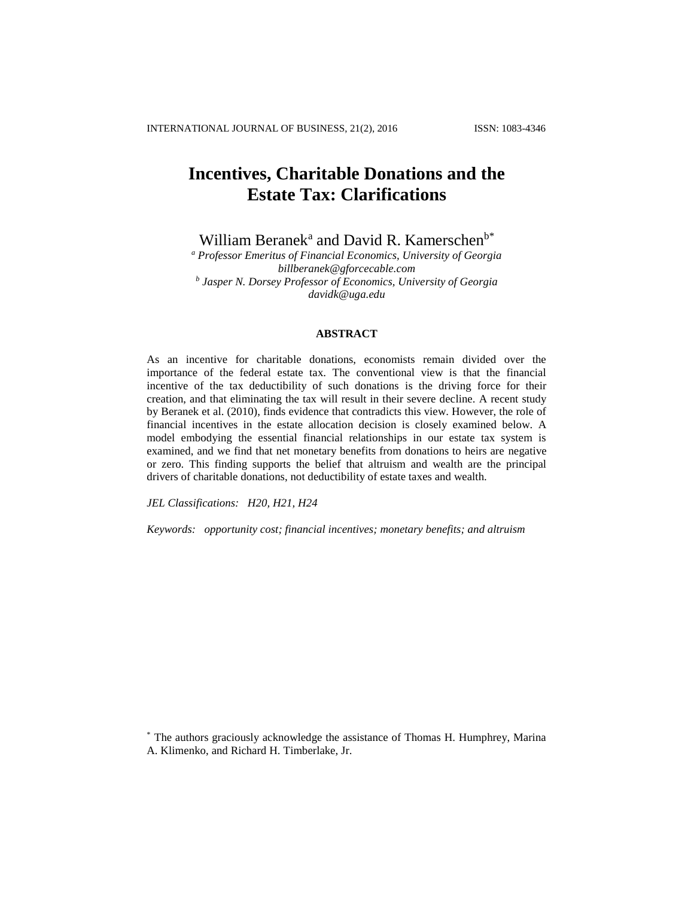# Incentives, Charitable Donations and the Estate Tax: Clarifications

William Beranek[a] and David R. Kamerschen[b*]

[a] *Professor Emeritus of Financial Economics, University of Georgia*
*billberanek@gforcecable.com*
[b] *Jasper N. Dorsey Professor of Economics, University of Georgia*
*davidk@uga.edu*

## ABSTRACT

As an incentive for charitable donations, economists remain divided over the importance of the federal estate tax. The conventional view is that the financial incentive of the tax deductibility of such donations is the driving force for their creation, and that eliminating the tax will result in their severe decline. A recent study by Beranek et al. (2010), finds evidence that contradicts this view. However, the role of financial incentives in the estate allocation decision is closely examined below. A model embodying the essential financial relationships in our estate tax system is examined, and we find that net monetary benefits from donations to heirs are negative or zero. This finding supports the belief that altruism and wealth are the principal drivers of charitable donations, not deductibility of estate taxes and wealth.

*JEL Classifications: H20, H21, H24*

*Keywords: opportunity cost; financial incentives; monetary benefits; and altruism*

[*] The authors graciously acknowledge the assistance of Thomas H. Humphrey, Marina A. Klimenko, and Richard H. Timberlake, Jr.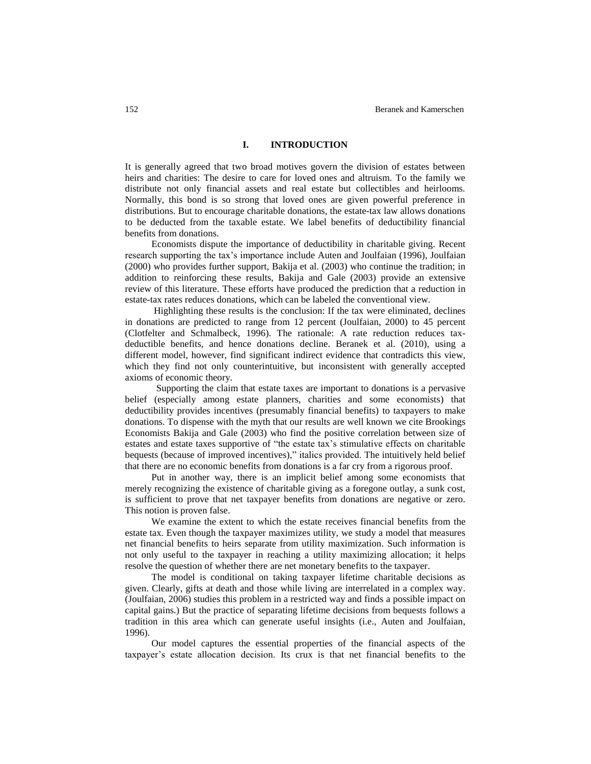## I. INTRODUCTION

It is generally agreed that two broad motives govern the division of estates between heirs and charities: The desire to care for loved ones and altruism. To the family we distribute not only financial assets and real estate but collectibles and heirlooms. Normally, this bond is so strong that loved ones are given powerful preference in distributions. But to encourage charitable donations, the estate-tax law allows donations to be deducted from the taxable estate. We label benefits of deductibility financial benefits from donations.

Economists dispute the importance of deductibility in charitable giving. Recent research supporting the tax's importance include Auten and Joulfaian (1996), Joulfaian (2000) who provides further support, Bakija et al. (2003) who continue the tradition; in addition to reinforcing these results, Bakija and Gale (2003) provide an extensive review of this literature. These efforts have produced the prediction that a reduction in estate-tax rates reduces donations, which can be labeled the conventional view.

Highlighting these results is the conclusion: If the tax were eliminated, declines in donations are predicted to range from 12 percent (Joulfaian, 2000) to 45 percent (Clotfelter and Schmalbeck, 1996). The rationale: A rate reduction reduces tax-deductible benefits, and hence donations decline. Beranek et al. (2010), using a different model, however, find significant indirect evidence that contradicts this view, which they find not only counterintuitive, but inconsistent with generally accepted axioms of economic theory.

Supporting the claim that estate taxes are important to donations is a pervasive belief (especially among estate planners, charities and some economists) that deductibility provides incentives (presumably financial benefits) to taxpayers to make donations. To dispense with the myth that our results are well known we cite Brookings Economists Bakija and Gale (2003) who find the positive correlation between size of estates and estate taxes supportive of "the estate tax's stimulative effects on charitable bequests (because of improved incentives)," italics provided. The intuitively held belief that there are no economic benefits from donations is a far cry from a rigorous proof.

Put in another way, there is an implicit belief among some economists that merely recognizing the existence of charitable giving as a foregone outlay, a sunk cost, is sufficient to prove that net taxpayer benefits from donations are negative or zero. This notion is proven false.

We examine the extent to which the estate receives financial benefits from the estate tax. Even though the taxpayer maximizes utility, we study a model that measures net financial benefits to heirs separate from utility maximization. Such information is not only useful to the taxpayer in reaching a utility maximizing allocation; it helps resolve the question of whether there are net monetary benefits to the taxpayer.

The model is conditional on taking taxpayer lifetime charitable decisions as given. Clearly, gifts at death and those while living are interrelated in a complex way. (Joulfaian, 2006) studies this problem in a restricted way and finds a possible impact on capital gains.) But the practice of separating lifetime decisions from bequests follows a tradition in this area which can generate useful insights (i.e., Auten and Joulfaian, 1996).

Our model captures the essential properties of the financial aspects of the taxpayer's estate allocation decision. Its crux is that net financial benefits to the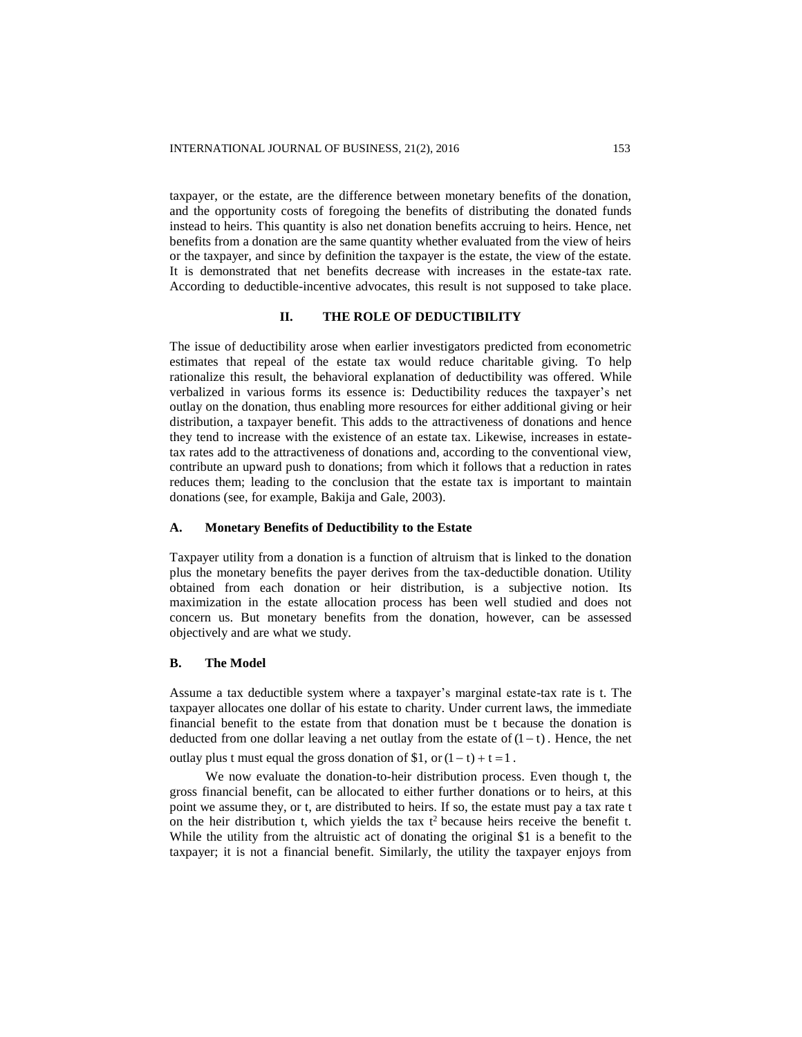taxpayer, or the estate, are the difference between monetary benefits of the donation, and the opportunity costs of foregoing the benefits of distributing the donated funds instead to heirs. This quantity is also net donation benefits accruing to heirs. Hence, net benefits from a donation are the same quantity whether evaluated from the view of heirs or the taxpayer, and since by definition the taxpayer is the estate, the view of the estate. It is demonstrated that net benefits decrease with increases in the estate-tax rate. According to deductible-incentive advocates, this result is not supposed to take place.

## II. THE ROLE OF DEDUCTIBILITY

The issue of deductibility arose when earlier investigators predicted from econometric estimates that repeal of the estate tax would reduce charitable giving. To help rationalize this result, the behavioral explanation of deductibility was offered. While verbalized in various forms its essence is: Deductibility reduces the taxpayer's net outlay on the donation, thus enabling more resources for either additional giving or heir distribution, a taxpayer benefit. This adds to the attractiveness of donations and hence they tend to increase with the existence of an estate tax. Likewise, increases in estate-tax rates add to the attractiveness of donations and, according to the conventional view, contribute an upward push to donations; from which it follows that a reduction in rates reduces them; leading to the conclusion that the estate tax is important to maintain donations (see, for example, Bakija and Gale, 2003).

### A. Monetary Benefits of Deductibility to the Estate

Taxpayer utility from a donation is a function of altruism that is linked to the donation plus the monetary benefits the payer derives from the tax-deductible donation. Utility obtained from each donation or heir distribution, is a subjective notion. Its maximization in the estate allocation process has been well studied and does not concern us. But monetary benefits from the donation, however, can be assessed objectively and are what we study.

### B. The Model

Assume a tax deductible system where a taxpayer's marginal estate-tax rate is t. The taxpayer allocates one dollar of his estate to charity. Under current laws, the immediate financial benefit to the estate from that donation must be t because the donation is deducted from one dollar leaving a net outlay from the estate of $(1-t)$. Hence, the net outlay plus t must equal the gross donation of \$1, or $(1-t)+t=1$.

We now evaluate the donation-to-heir distribution process. Even though t, the gross financial benefit, can be allocated to either further donations or to heirs, at this point we assume they, or t, are distributed to heirs. If so, the estate must pay a tax rate t on the heir distribution t, which yields the tax $t^2$ because heirs receive the benefit t. While the utility from the altruistic act of donating the original \$1 is a benefit to the taxpayer; it is not a financial benefit. Similarly, the utility the taxpayer enjoys from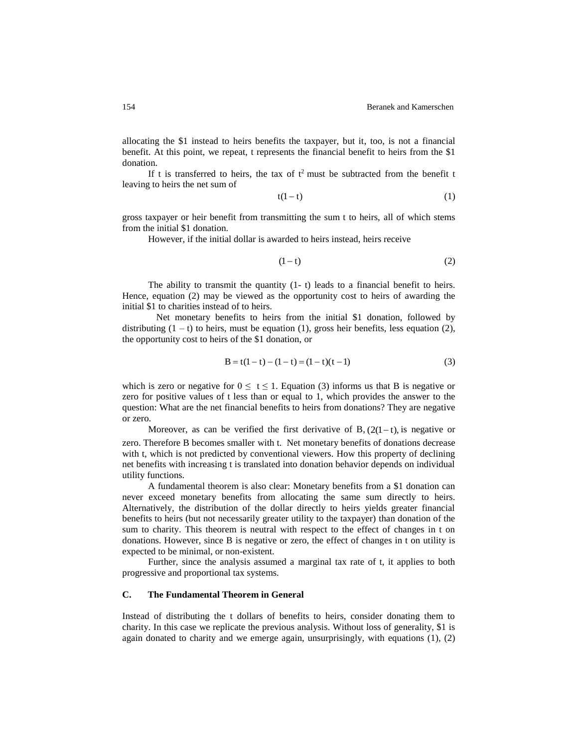allocating the $1 instead to heirs benefits the taxpayer, but it, too, is not a financial benefit. At this point, we repeat, t represents the financial benefit to heirs from the $1 donation.

If t is transferred to heirs, the tax of $t^2$ must be subtracted from the benefit t leaving to heirs the net sum of

$$t(1-t) \tag{1}$$

gross taxpayer or heir benefit from transmitting the sum t to heirs, all of which stems from the initial $1 donation.

However, if the initial dollar is awarded to heirs instead, heirs receive

$$(1-t) \tag{2}$$

The ability to transmit the quantity (1- t) leads to a financial benefit to heirs. Hence, equation (2) may be viewed as the opportunity cost to heirs of awarding the initial $1 to charities instead of to heirs.

Net monetary benefits to heirs from the initial $1 donation, followed by distributing $(1 - t)$ to heirs, must be equation (1), gross heir benefits, less equation (2), the opportunity cost to heirs of the $1 donation, or

$$B = t(1-t) - (1-t) = (1-t)(t-1) \tag{3}$$

which is zero or negative for $0 \leq t \leq 1$. Equation (3) informs us that B is negative or zero for positive values of t less than or equal to 1, which provides the answer to the question: What are the net financial benefits to heirs from donations? They are negative or zero.

Moreover, as can be verified the first derivative of B, $(2(1-t),$ is negative or zero. Therefore B becomes smaller with t. Net monetary benefits of donations decrease with t, which is not predicted by conventional viewers. How this property of declining net benefits with increasing t is translated into donation behavior depends on individual utility functions.

A fundamental theorem is also clear: Monetary benefits from a $1 donation can never exceed monetary benefits from allocating the same sum directly to heirs. Alternatively, the distribution of the dollar directly to heirs yields greater financial benefits to heirs (but not necessarily greater utility to the taxpayer) than donation of the sum to charity. This theorem is neutral with respect to the effect of changes in t on donations. However, since B is negative or zero, the effect of changes in t on utility is expected to be minimal, or non-existent.

Further, since the analysis assumed a marginal tax rate of t, it applies to both progressive and proportional tax systems.

### C. The Fundamental Theorem in General

Instead of distributing the t dollars of benefits to heirs, consider donating them to charity. In this case we replicate the previous analysis. Without loss of generality, $1 is again donated to charity and we emerge again, unsurprisingly, with equations (1), (2)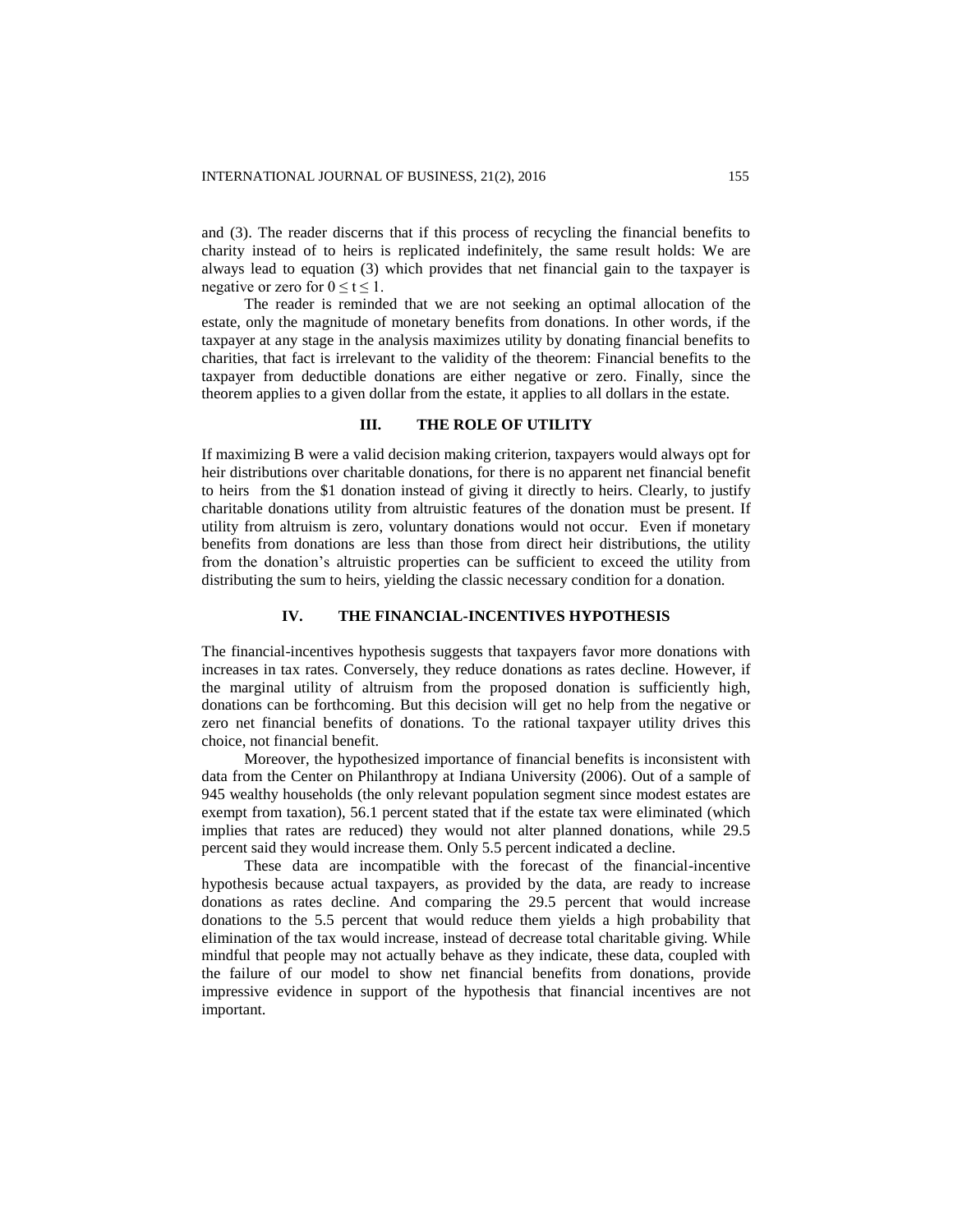and (3). The reader discerns that if this process of recycling the financial benefits to charity instead of to heirs is replicated indefinitely, the same result holds: We are always lead to equation (3) which provides that net financial gain to the taxpayer is negative or zero for $0 \leq t \leq 1$.

The reader is reminded that we are not seeking an optimal allocation of the estate, only the magnitude of monetary benefits from donations. In other words, if the taxpayer at any stage in the analysis maximizes utility by donating financial benefits to charities, that fact is irrelevant to the validity of the theorem: Financial benefits to the taxpayer from deductible donations are either negative or zero. Finally, since the theorem applies to a given dollar from the estate, it applies to all dollars in the estate.

## III. THE ROLE OF UTILITY

If maximizing B were a valid decision making criterion, taxpayers would always opt for heir distributions over charitable donations, for there is no apparent net financial benefit to heirs from the $1 donation instead of giving it directly to heirs. Clearly, to justify charitable donations utility from altruistic features of the donation must be present. If utility from altruism is zero, voluntary donations would not occur. Even if monetary benefits from donations are less than those from direct heir distributions, the utility from the donation's altruistic properties can be sufficient to exceed the utility from distributing the sum to heirs, yielding the classic necessary condition for a donation.

## IV. THE FINANCIAL-INCENTIVES HYPOTHESIS

The financial-incentives hypothesis suggests that taxpayers favor more donations with increases in tax rates. Conversely, they reduce donations as rates decline. However, if the marginal utility of altruism from the proposed donation is sufficiently high, donations can be forthcoming. But this decision will get no help from the negative or zero net financial benefits of donations. To the rational taxpayer utility drives this choice, not financial benefit.

Moreover, the hypothesized importance of financial benefits is inconsistent with data from the Center on Philanthropy at Indiana University (2006). Out of a sample of 945 wealthy households (the only relevant population segment since modest estates are exempt from taxation), 56.1 percent stated that if the estate tax were eliminated (which implies that rates are reduced) they would not alter planned donations, while 29.5 percent said they would increase them. Only 5.5 percent indicated a decline.

These data are incompatible with the forecast of the financial-incentive hypothesis because actual taxpayers, as provided by the data, are ready to increase donations as rates decline. And comparing the 29.5 percent that would increase donations to the 5.5 percent that would reduce them yields a high probability that elimination of the tax would increase, instead of decrease total charitable giving. While mindful that people may not actually behave as they indicate, these data, coupled with the failure of our model to show net financial benefits from donations, provide impressive evidence in support of the hypothesis that financial incentives are not important.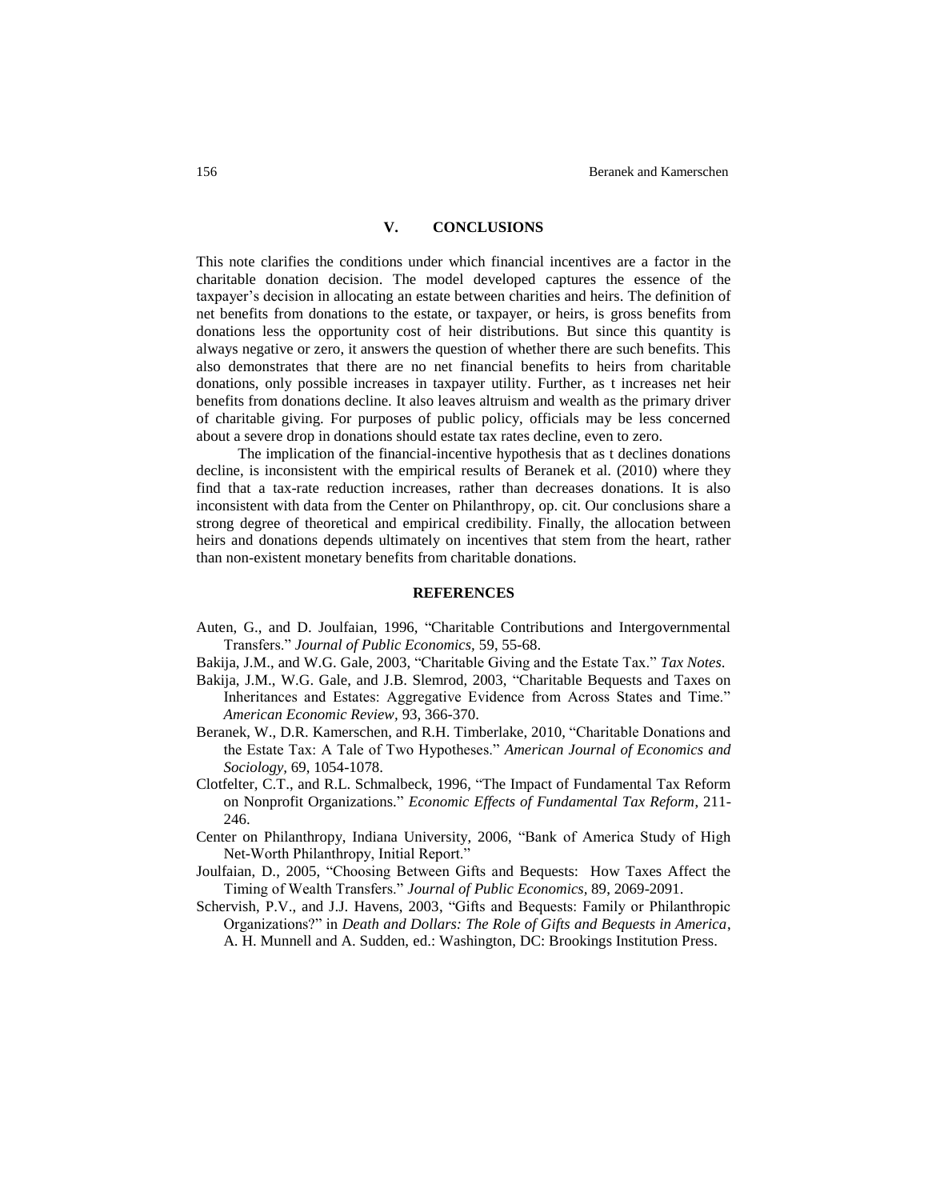## V. CONCLUSIONS

This note clarifies the conditions under which financial incentives are a factor in the charitable donation decision. The model developed captures the essence of the taxpayer's decision in allocating an estate between charities and heirs. The definition of net benefits from donations to the estate, or taxpayer, or heirs, is gross benefits from donations less the opportunity cost of heir distributions. But since this quantity is always negative or zero, it answers the question of whether there are such benefits. This also demonstrates that there are no net financial benefits to heirs from charitable donations, only possible increases in taxpayer utility. Further, as t increases net heir benefits from donations decline. It also leaves altruism and wealth as the primary driver of charitable giving. For purposes of public policy, officials may be less concerned about a severe drop in donations should estate tax rates decline, even to zero.

The implication of the financial-incentive hypothesis that as t declines donations decline, is inconsistent with the empirical results of Beranek et al. (2010) where they find that a tax-rate reduction increases, rather than decreases donations. It is also inconsistent with data from the Center on Philanthropy, op. cit. Our conclusions share a strong degree of theoretical and empirical credibility. Finally, the allocation between heirs and donations depends ultimately on incentives that stem from the heart, rather than non-existent monetary benefits from charitable donations.

## REFERENCES

Auten, G., and D. Joulfaian, 1996, "Charitable Contributions and Intergovernmental Transfers." *Journal of Public Economics,* 59, 55-68.

Bakija, J.M., and W.G. Gale, 2003, "Charitable Giving and the Estate Tax." *Tax Notes.*

Bakija, J.M., W.G. Gale, and J.B. Slemrod, 2003, "Charitable Bequests and Taxes on Inheritances and Estates: Aggregative Evidence from Across States and Time." *American Economic Review,* 93, 366-370.

Beranek, W., D.R. Kamerschen, and R.H. Timberlake, 2010, "Charitable Donations and the Estate Tax: A Tale of Two Hypotheses." *American Journal of Economics and Sociology,* 69, 1054-1078.

Clotfelter, C.T., and R.L. Schmalbeck, 1996, "The Impact of Fundamental Tax Reform on Nonprofit Organizations." *Economic Effects of Fundamental Tax Reform*, 211-246.

Center on Philanthropy, Indiana University, 2006, "Bank of America Study of High Net-Worth Philanthropy, Initial Report."

Joulfaian, D., 2005, "Choosing Between Gifts and Bequests: How Taxes Affect the Timing of Wealth Transfers." *Journal of Public Economics,* 89, 2069-2091.

Schervish, P.V., and J.J. Havens, 2003, "Gifts and Bequests: Family or Philanthropic Organizations?" in *Death and Dollars: The Role of Gifts and Bequests in America*, A. H. Munnell and A. Sudden, ed.: Washington, DC: Brookings Institution Press.